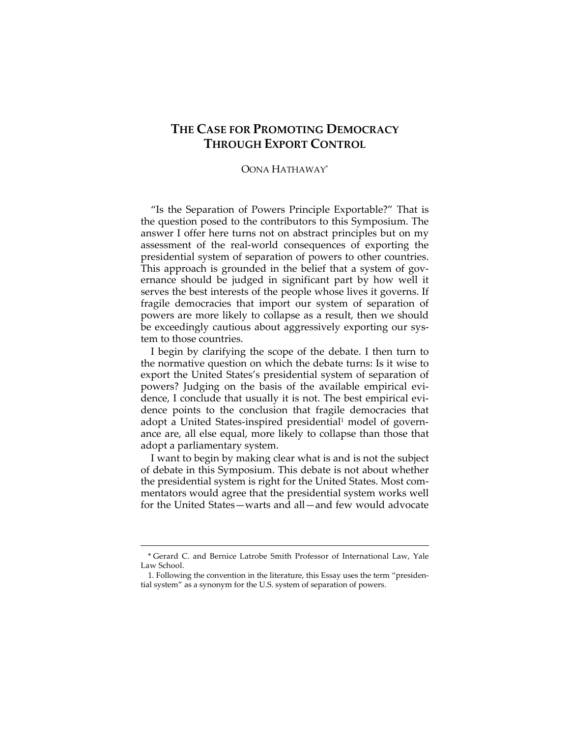# THE CASE FOR PROMOTING DEMOCRACY THROUGH EXPORT CONTROL

OONA HATHAWAY*

"Is the Separation of Powers Principle Exportable?" That is the question posed to the contributors to this Symposium. The answer I offer here turns not on abstract principles but on my assessment of the real-world consequences of exporting the presidential system of separation of powers to other countries. This approach is grounded in the belief that a system of governance should be judged in significant part by how well it serves the best interests of the people whose lives it governs. If fragile democracies that import our system of separation of powers are more likely to collapse as a result, then we should be exceedingly cautious about aggressively exporting our system to those countries.

I begin by clarifying the scope of the debate. I then turn to the normative question on which the debate turns: Is it wise to export the United States's presidential system of separation of powers? Judging on the basis of the available empirical evidence, I conclude that usually it is not. The best empirical evidence points to the conclusion that fragile democracies that adopt a United States-inspired presidential[1] model of governance are, all else equal, more likely to collapse than those that adopt a parliamentary system.

I want to begin by making clear what is and is not the subject of debate in this Symposium. This debate is not about whether the presidential system is right for the United States. Most commentators would agree that the presidential system works well for the United States—warts and all—and few would advocate

---

\* Gerard C. and Bernice Latrobe Smith Professor of International Law, Yale Law School.

1. Following the convention in the literature, this Essay uses the term "presidential system" as a synonym for the U.S. system of separation of powers.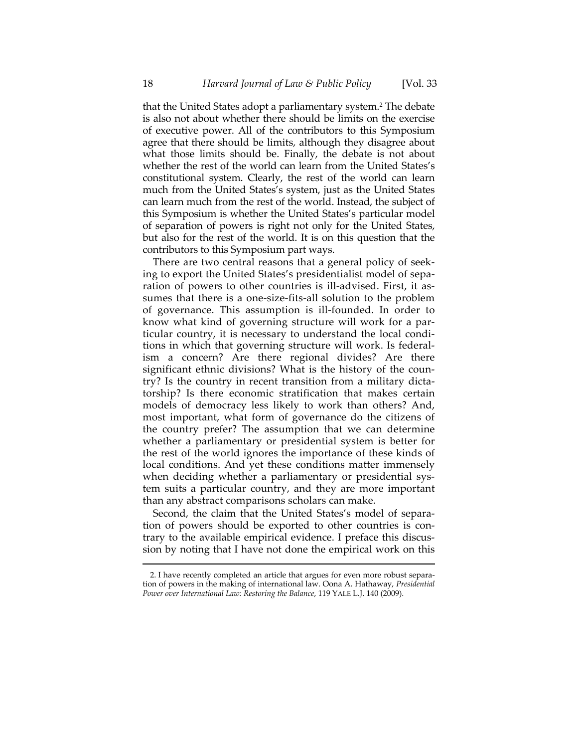that the United States adopt a parliamentary system.[2] The debate is also not about whether there should be limits on the exercise of executive power. All of the contributors to this Symposium agree that there should be limits, although they disagree about what those limits should be. Finally, the debate is not about whether the rest of the world can learn from the United States's constitutional system. Clearly, the rest of the world can learn much from the United States's system, just as the United States can learn much from the rest of the world. Instead, the subject of this Symposium is whether the United States's particular model of separation of powers is right not only for the United States, but also for the rest of the world. It is on this question that the contributors to this Symposium part ways.

There are two central reasons that a general policy of seeking to export the United States's presidentialist model of separation of powers to other countries is ill-advised. First, it assumes that there is a one-size-fits-all solution to the problem of governance. This assumption is ill-founded. In order to know what kind of governing structure will work for a particular country, it is necessary to understand the local conditions in which that governing structure will work. Is federalism a concern? Are there regional divides? Are there significant ethnic divisions? What is the history of the country? Is the country in recent transition from a military dictatorship? Is there economic stratification that makes certain models of democracy less likely to work than others? And, most important, what form of governance do the citizens of the country prefer? The assumption that we can determine whether a parliamentary or presidential system is better for the rest of the world ignores the importance of these kinds of local conditions. And yet these conditions matter immensely when deciding whether a parliamentary or presidential system suits a particular country, and they are more important than any abstract comparisons scholars can make.

Second, the claim that the United States's model of separation of powers should be exported to other countries is contrary to the available empirical evidence. I preface this discussion by noting that I have not done the empirical work on this

---

2. I have recently completed an article that argues for even more robust separation of powers in the making of international law. Oona A. Hathaway, *Presidential Power over International Law: Restoring the Balance*, 119 YALE L.J. 140 (2009).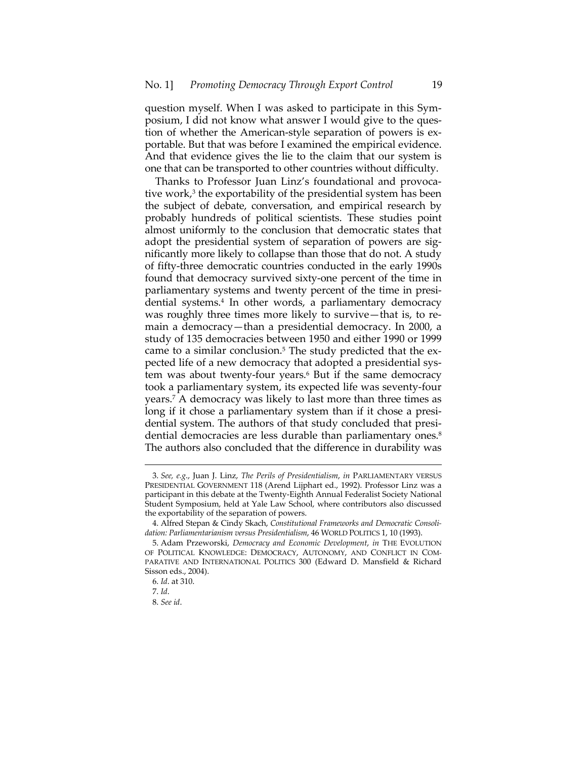question myself. When I was asked to participate in this Symposium, I did not know what answer I would give to the question of whether the American-style separation of powers is exportable. But that was before I examined the empirical evidence. And that evidence gives the lie to the claim that our system is one that can be transported to other countries without difficulty.

Thanks to Professor Juan Linz's foundational and provocative work,[3] the exportability of the presidential system has been the subject of debate, conversation, and empirical research by probably hundreds of political scientists. These studies point almost uniformly to the conclusion that democratic states that adopt the presidential system of separation of powers are significantly more likely to collapse than those that do not. A study of fifty-three democratic countries conducted in the early 1990s found that democracy survived sixty-one percent of the time in parliamentary systems and twenty percent of the time in presidential systems.[4] In other words, a parliamentary democracy was roughly three times more likely to survive—that is, to remain a democracy—than a presidential democracy. In 2000, a study of 135 democracies between 1950 and either 1990 or 1999 came to a similar conclusion.[5] The study predicted that the expected life of a new democracy that adopted a presidential system was about twenty-four years.[6] But if the same democracy took a parliamentary system, its expected life was seventy-four years.[7] A democracy was likely to last more than three times as long if it chose a parliamentary system than if it chose a presidential system. The authors of that study concluded that presidential democracies are less durable than parliamentary ones.[8] The authors also concluded that the difference in durability was

---

3. *See, e.g.*, Juan J. Linz, *The Perils of Presidentialism*, *in* PARLIAMENTARY VERSUS PRESIDENTIAL GOVERNMENT 118 (Arend Lijphart ed., 1992). Professor Linz was a participant in this debate at the Twenty-Eighth Annual Federalist Society National Student Symposium, held at Yale Law School, where contributors also discussed the exportability of the separation of powers.

4. Alfred Stepan & Cindy Skach, *Constitutional Frameworks and Democratic Consolidation: Parliamentarianism versus Presidentialism*, 46 WORLD POLITICS 1, 10 (1993).

5. Adam Przeworski, *Democracy and Economic Development*, *in* THE EVOLUTION OF POLITICAL KNOWLEDGE: DEMOCRACY, AUTONOMY, AND CONFLICT IN COMPARATIVE AND INTERNATIONAL POLITICS 300 (Edward D. Mansfield & Richard Sisson eds., 2004).

6. *Id*. at 310.

7. *Id*.

8. *See id*.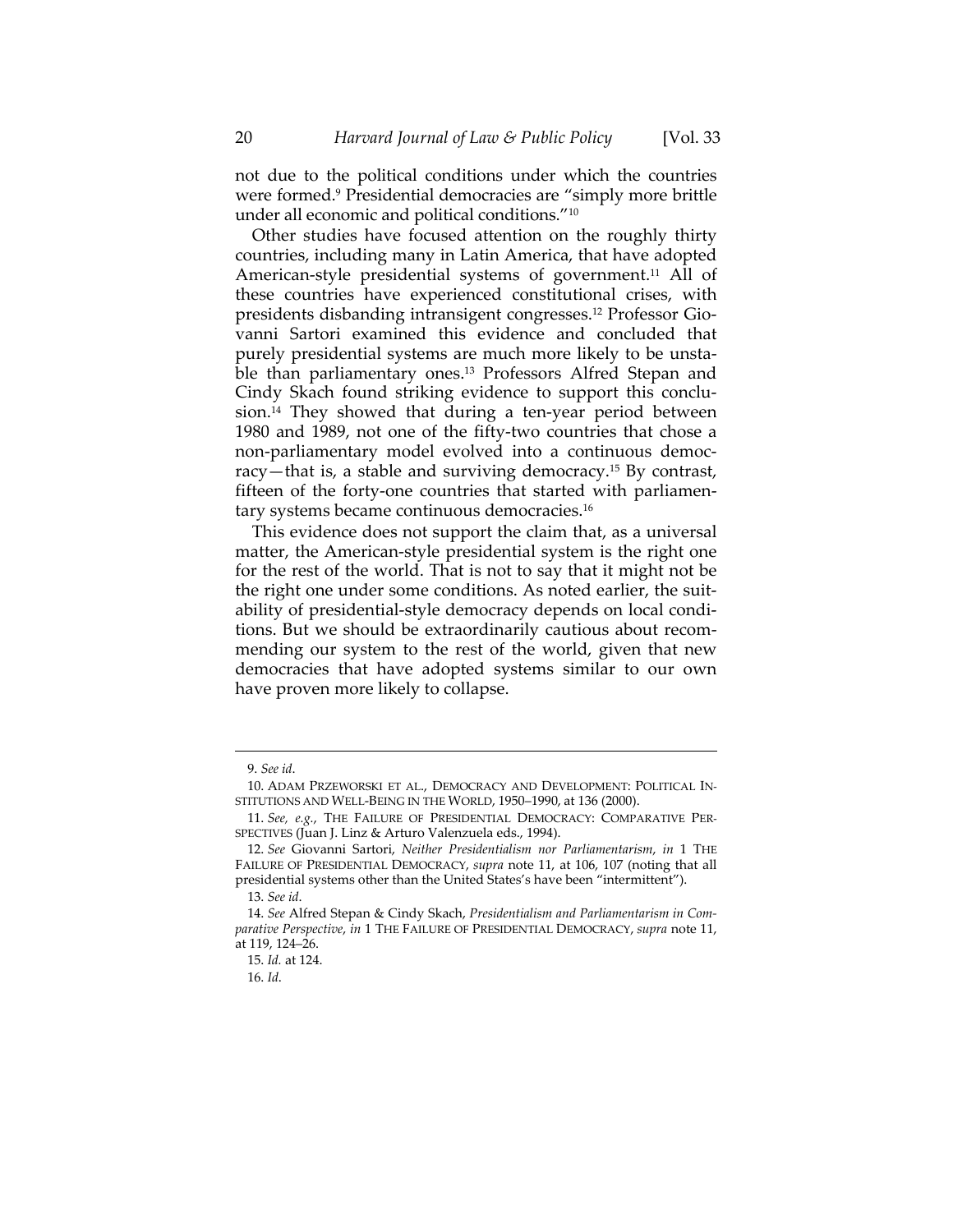not due to the political conditions under which the countries were formed.[9] Presidential democracies are "simply more brittle under all economic and political conditions."[10]

Other studies have focused attention on the roughly thirty countries, including many in Latin America, that have adopted American-style presidential systems of government.[11] All of these countries have experienced constitutional crises, with presidents disbanding intransigent congresses.[12] Professor Giovanni Sartori examined this evidence and concluded that purely presidential systems are much more likely to be unstable than parliamentary ones.[13] Professors Alfred Stepan and Cindy Skach found striking evidence to support this conclusion.[14] They showed that during a ten-year period between 1980 and 1989, not one of the fifty-two countries that chose a non-parliamentary model evolved into a continuous democracy—that is, a stable and surviving democracy.[15] By contrast, fifteen of the forty-one countries that started with parliamentary systems became continuous democracies.[16]

This evidence does not support the claim that, as a universal matter, the American-style presidential system is the right one for the rest of the world. That is not to say that it might not be the right one under some conditions. As noted earlier, the suitability of presidential-style democracy depends on local conditions. But we should be extraordinarily cautious about recommending our system to the rest of the world, given that new democracies that have adopted systems similar to our own have proven more likely to collapse.

---

9. *See id*.

10. ADAM PRZEWORSKI ET AL., DEMOCRACY AND DEVELOPMENT: POLITICAL INSTITUTIONS AND WELL-BEING IN THE WORLD, 1950–1990, at 136 (2000).

11. *See, e.g.*, THE FAILURE OF PRESIDENTIAL DEMOCRACY: COMPARATIVE PERSPECTIVES (Juan J. Linz & Arturo Valenzuela eds., 1994).

12. *See* Giovanni Sartori, *Neither Presidentialism nor Parliamentarism*, *in* 1 THE FAILURE OF PRESIDENTIAL DEMOCRACY, *supra* note 11, at 106, 107 (noting that all presidential systems other than the United States's have been "intermittent").

13. *See id*.

14. *See* Alfred Stepan & Cindy Skach, *Presidentialism and Parliamentarism in Comparative Perspective*, *in* 1 THE FAILURE OF PRESIDENTIAL DEMOCRACY, *supra* note 11, at 119, 124–26.

15. *Id.* at 124.

16. *Id*.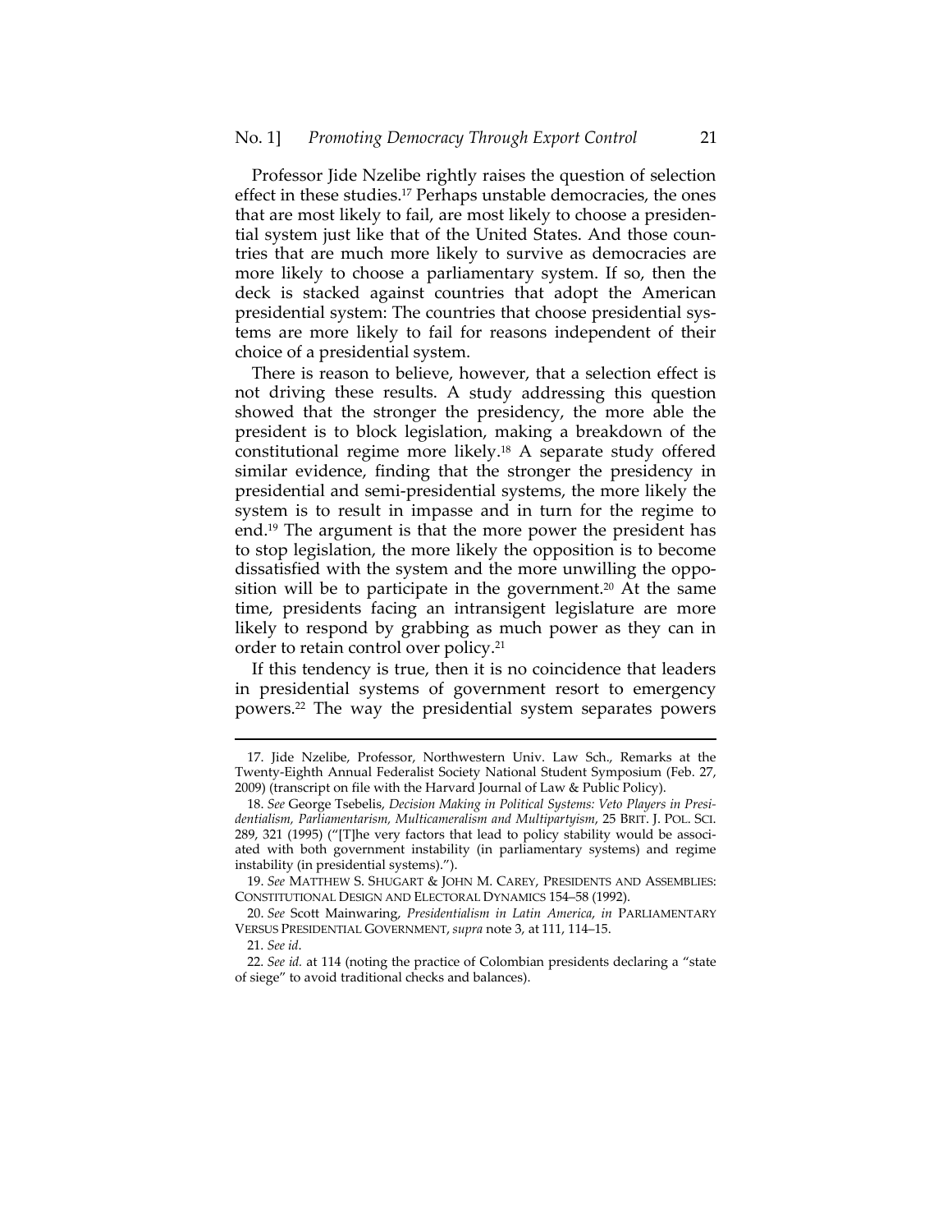Professor Jide Nzelibe rightly raises the question of selection effect in these studies.[17] Perhaps unstable democracies, the ones that are most likely to fail, are most likely to choose a presidential system just like that of the United States. And those countries that are much more likely to survive as democracies are more likely to choose a parliamentary system. If so, then the deck is stacked against countries that adopt the American presidential system: The countries that choose presidential systems are more likely to fail for reasons independent of their choice of a presidential system.

There is reason to believe, however, that a selection effect is not driving these results. A study addressing this question showed that the stronger the presidency, the more able the president is to block legislation, making a breakdown of the constitutional regime more likely.[18] A separate study offered similar evidence, finding that the stronger the presidency in presidential and semi-presidential systems, the more likely the system is to result in impasse and in turn for the regime to end.[19] The argument is that the more power the president has to stop legislation, the more likely the opposition is to become dissatisfied with the system and the more unwilling the opposition will be to participate in the government.[20] At the same time, presidents facing an intransigent legislature are more likely to respond by grabbing as much power as they can in order to retain control over policy.[21]

If this tendency is true, then it is no coincidence that leaders in presidential systems of government resort to emergency powers.[22] The way the presidential system separates powers

---

17. Jide Nzelibe, Professor, Northwestern Univ. Law Sch., Remarks at the Twenty-Eighth Annual Federalist Society National Student Symposium (Feb. 27, 2009) (transcript on file with the Harvard Journal of Law & Public Policy).

18. *See* George Tsebelis, *Decision Making in Political Systems: Veto Players in Presidentialism, Parliamentarism, Multicameralism and Multipartyism*, 25 BRIT. J. POL. SCI. 289, 321 (1995) ("[T]he very factors that lead to policy stability would be associated with both government instability (in parliamentary systems) and regime instability (in presidential systems).").

19. *See* MATTHEW S. SHUGART & JOHN M. CAREY, PRESIDENTS AND ASSEMBLIES: CONSTITUTIONAL DESIGN AND ELECTORAL DYNAMICS 154–58 (1992).

20. *See* Scott Mainwaring, *Presidentialism in Latin America*, *in* PARLIAMENTARY VERSUS PRESIDENTIAL GOVERNMENT, *supra* note 3, at 111, 114–15.

21. *See id.*

22. *See id.* at 114 (noting the practice of Colombian presidents declaring a "state of siege" to avoid traditional checks and balances).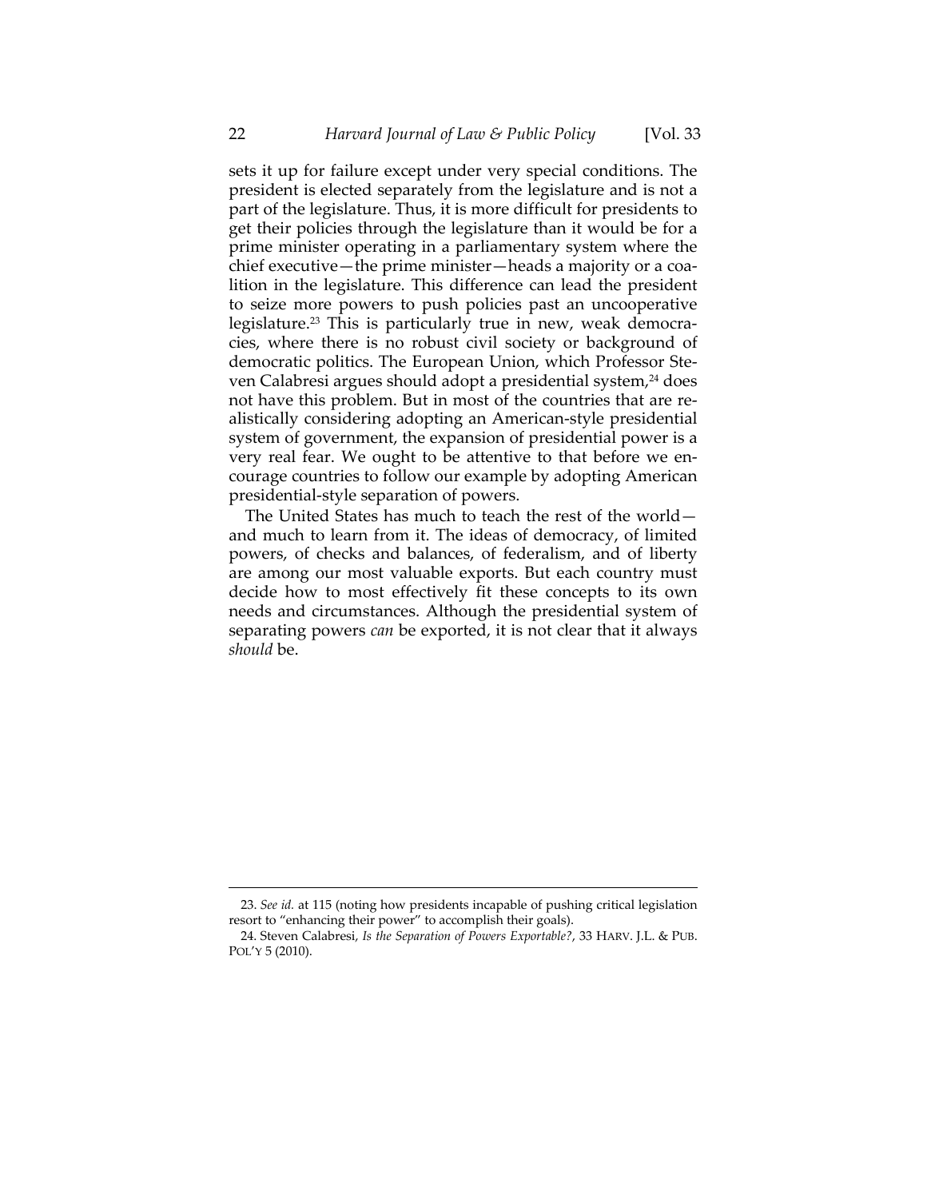sets it up for failure except under very special conditions. The president is elected separately from the legislature and is not a part of the legislature. Thus, it is more difficult for presidents to get their policies through the legislature than it would be for a prime minister operating in a parliamentary system where the chief executive—the prime minister—heads a majority or a coalition in the legislature. This difference can lead the president to seize more powers to push policies past an uncooperative legislature.[23] This is particularly true in new, weak democracies, where there is no robust civil society or background of democratic politics. The European Union, which Professor Steven Calabresi argues should adopt a presidential system,[24] does not have this problem. But in most of the countries that are realistically considering adopting an American-style presidential system of government, the expansion of presidential power is a very real fear. We ought to be attentive to that before we encourage countries to follow our example by adopting American presidential-style separation of powers.

The United States has much to teach the rest of the world—and much to learn from it. The ideas of democracy, of limited powers, of checks and balances, of federalism, and of liberty are among our most valuable exports. But each country must decide how to most effectively fit these concepts to its own needs and circumstances. Although the presidential system of separating powers *can* be exported, it is not clear that it always *should* be.

---

23. *See id.* at 115 (noting how presidents incapable of pushing critical legislation resort to "enhancing their power" to accomplish their goals).

24. Steven Calabresi, *Is the Separation of Powers Exportable?*, 33 HARV. J.L. & PUB. POL'Y 5 (2010).